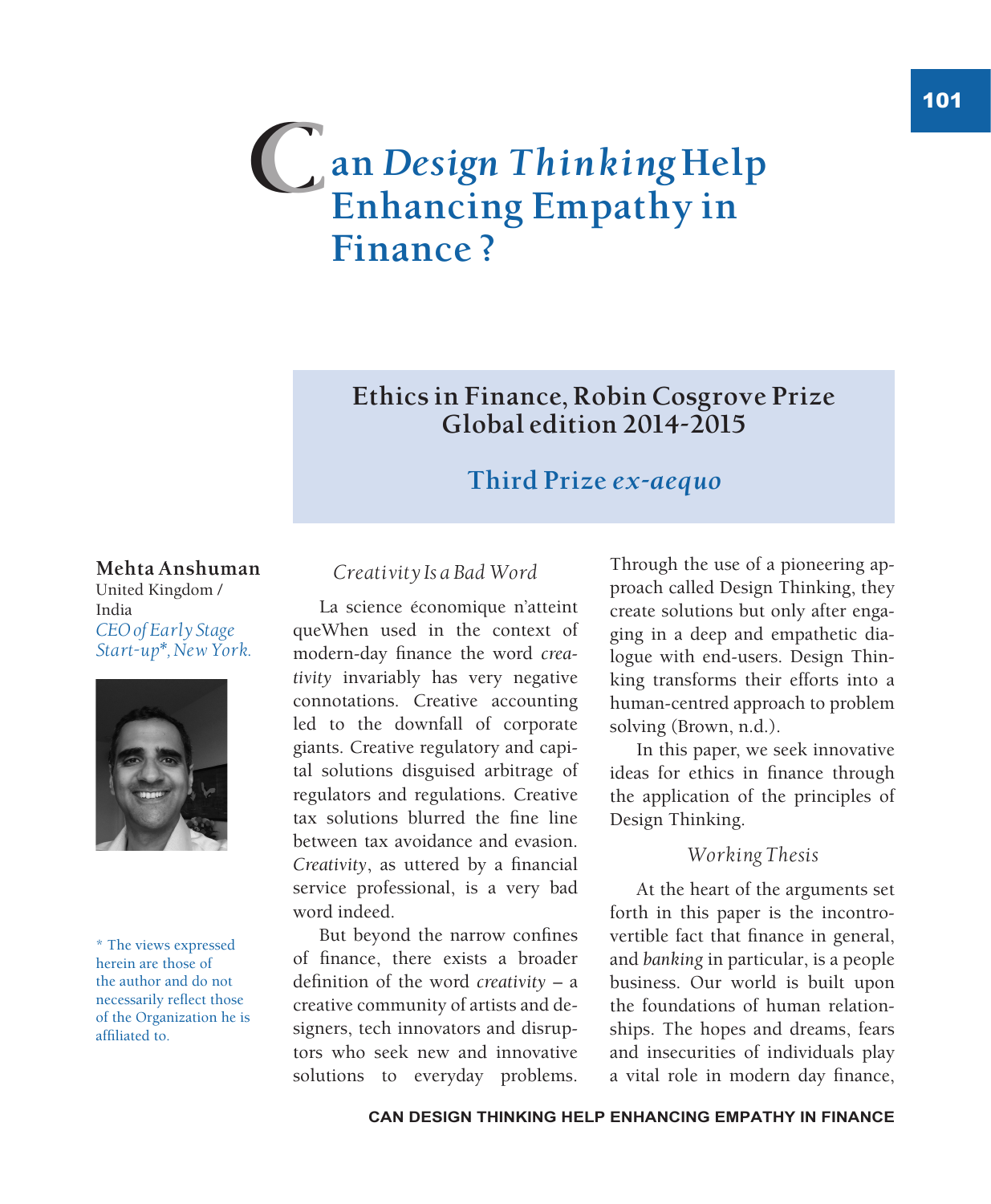# Can *Design Thinking* Help Enhancing Empathy in Finance ?

**Ethics in Finance, Robin Cosgrove Prize Global edition 2014-2015**

**Third Prize *ex-aequo***

**Mehta Anshuman**
United Kingdom / India
*CEO of Early Stage Start-up\*, New York.*

\* The views expressed herein are those of the author and do not necessarily reflect those of the Organization he is affiliated to.

## *Creativity Is a Bad Word*

La science économique n'atteint queWhen used in the context of modern-day finance the word *creativity* invariably has very negative connotations. Creative accounting led to the downfall of corporate giants. Creative regulatory and capital solutions disguised arbitrage of regulators and regulations. Creative tax solutions blurred the fine line between tax avoidance and evasion. *Creativity*, as uttered by a financial service professional, is a very bad word indeed.

But beyond the narrow confines of finance, there exists a broader definition of the word *creativity* – a creative community of artists and designers, tech innovators and disruptors who seek new and innovative solutions to everyday problems. Through the use of a pioneering approach called Design Thinking, they create solutions but only after engaging in a deep and empathetic dialogue with end-users. Design Thinking transforms their efforts into a human-centred approach to problem solving (Brown, n.d.).

In this paper, we seek innovative ideas for ethics in finance through the application of the principles of Design Thinking.

## *Working Thesis*

At the heart of the arguments set forth in this paper is the incontrovertible fact that finance in general, and *banking* in particular, is a people business. Our world is built upon the foundations of human relationships. The hopes and dreams, fears and insecurities of individuals play a vital role in modern day finance,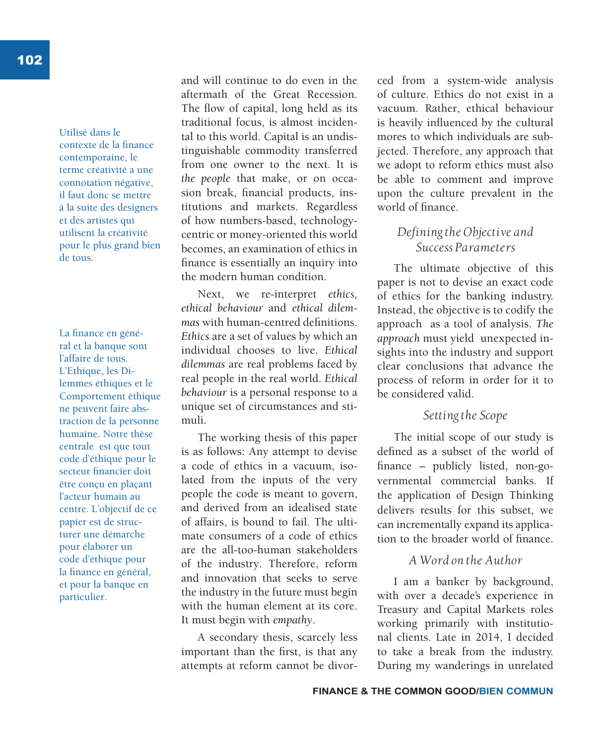Utilisé dans le contexte de la finance contemporaine, le terme créativité a une connotation négative, il faut donc se mettre à la suite des designers et des artistes qui utilisent la créativité pour le plus grand bien de tous.

La finance en général et la banque sont l'affaire de tous. L'Ethique, les Dilemmes éthiques et le Comportement éthique ne peuvent faire abstraction de la personne humaine. Notre thèse centrale est que tout code d'éthique pour le secteur financier doit être conçu en plaçant l'acteur humain au centre. L'objectif de ce papier est de structurer une démarche pour élaborer un code d'éthique pour la finance en général, et pour la banque en particulier.

and will continue to do even in the aftermath of the Great Recession. The flow of capital, long held as its traditional focus, is almost incidental to this world. Capital is an undistinguishable commodity transferred from one owner to the next. It is *the people* that make, or on occasion break, financial products, institutions and markets. Regardless of how numbers-based, technology-centric or money-oriented this world becomes, an examination of ethics in finance is essentially an inquiry into the modern human condition.

Next, we re-interpret *ethics, ethical behaviour* and *ethical dilemmas* with human-centred definitions. *Ethics* are a set of values by which an individual chooses to live. *Ethical dilemmas* are real problems faced by real people in the real world. *Ethical behaviour* is a personal response to a unique set of circumstances and stimuli.

The working thesis of this paper is as follows: Any attempt to devise a code of ethics in a vacuum, isolated from the inputs of the very people the code is meant to govern, and derived from an idealised state of affairs, is bound to fail. The ultimate consumers of a code of ethics are the all-too-human stakeholders of the industry. Therefore, reform and innovation that seeks to serve the industry in the future must begin with the human element at its core. It must begin with *empathy*.

A secondary thesis, scarcely less important than the first, is that any attempts at reform cannot be divorced from a system-wide analysis of culture. Ethics do not exist in a vacuum. Rather, ethical behaviour is heavily influenced by the cultural mores to which individuals are subjected. Therefore, any approach that we adopt to reform ethics must also be able to comment and improve upon the culture prevalent in the world of finance.

### *Defining the Objective and Success Parameters*

The ultimate objective of this paper is not to devise an exact code of ethics for the banking industry. Instead, the objective is to codify the approach as a tool of analysis. *The approach* must yield unexpected insights into the industry and support clear conclusions that advance the process of reform in order for it to be considered valid.

### *Setting the Scope*

The initial scope of our study is defined as a subset of the world of finance – publicly listed, non-governmental commercial banks. If the application of Design Thinking delivers results for this subset, we can incrementally expand its application to the broader world of finance.

### *A Word on the Author*

I am a banker by background, with over a decade's experience in Treasury and Capital Markets roles working primarily with institutional clients. Late in 2014, I decided to take a break from the industry. During my wanderings in unrelated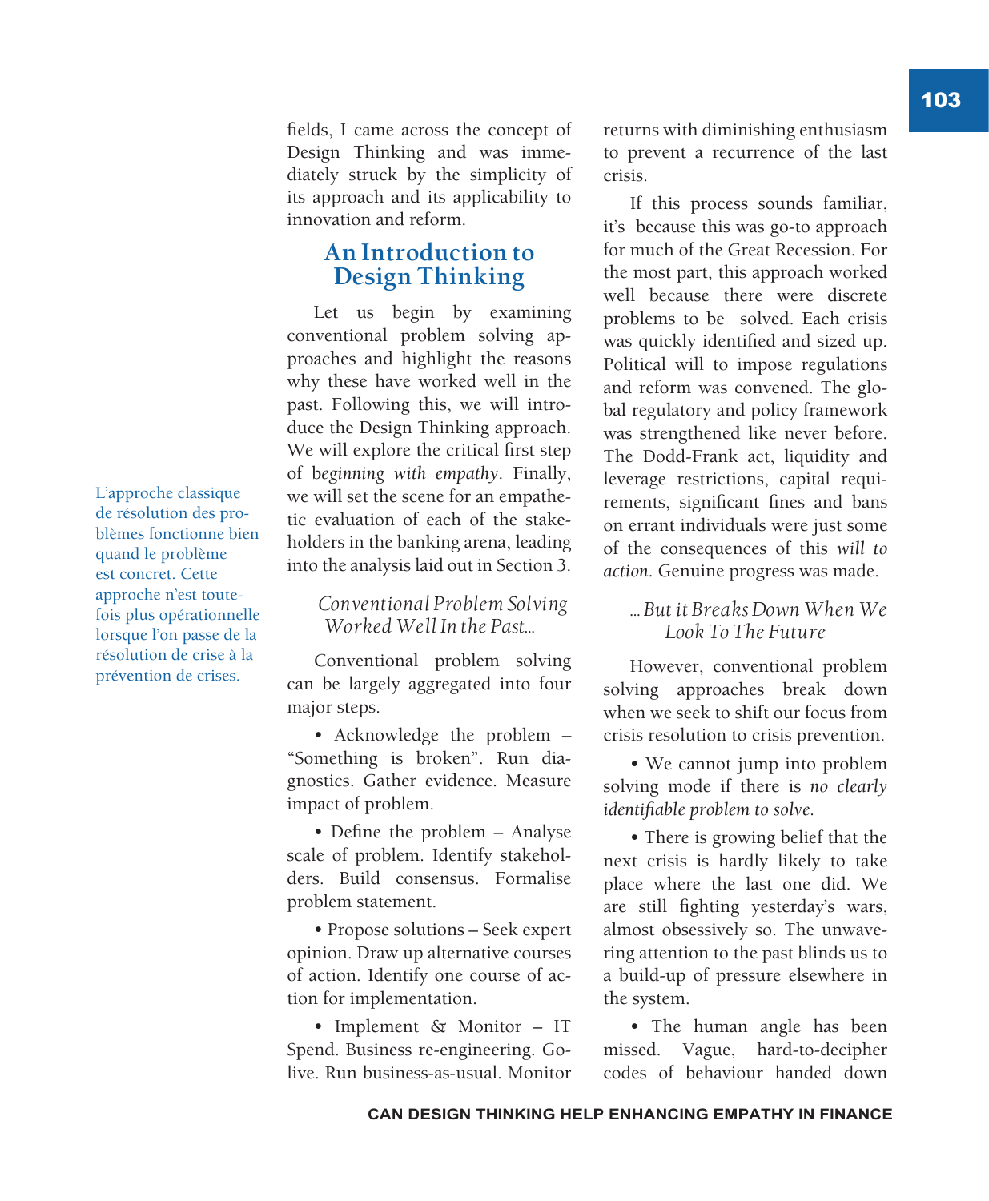fields, I came across the concept of Design Thinking and was immediately struck by the simplicity of its approach and its applicability to innovation and reform.

## An Introduction to Design Thinking

Let us begin by examining conventional problem solving approaches and highlight the reasons why these have worked well in the past. Following this, we will introduce the Design Thinking approach. We will explore the critical first step of *beginning with empathy*. Finally, we will set the scene for an empathetic evaluation of each of the stakeholders in the banking arena, leading into the analysis laid out in Section 3.

L'approche classique de résolution des problèmes fonctionne bien quand le problème est concret. Cette approche n'est toutefois plus opérationnelle lorsque l'on passe de la résolution de crise à la prévention de crises.

### *Conventional Problem Solving Worked Well In the Past…*

Conventional problem solving can be largely aggregated into four major steps.

- Acknowledge the problem – "Something is broken". Run diagnostics. Gather evidence. Measure impact of problem.
- Define the problem – Analyse scale of problem. Identify stakeholders. Build consensus. Formalise problem statement.
- Propose solutions – Seek expert opinion. Draw up alternative courses of action. Identify one course of action for implementation.
- Implement & Monitor – IT Spend. Business re-engineering. Go-live. Run business-as-usual. Monitor returns with diminishing enthusiasm to prevent a recurrence of the last crisis.

If this process sounds familiar, it's because this was go-to approach for much of the Great Recession. For the most part, this approach worked well because there were discrete problems to be solved. Each crisis was quickly identified and sized up. Political will to impose regulations and reform was convened. The global regulatory and policy framework was strengthened like never before. The Dodd-Frank act, liquidity and leverage restrictions, capital requirements, significant fines and bans on errant individuals were just some of the consequences of this *will to action*. Genuine progress was made.

### *… But it Breaks Down When We Look To The Future*

However, conventional problem solving approaches break down when we seek to shift our focus from crisis resolution to crisis prevention.

- We cannot jump into problem solving mode if there is *no clearly identifiable problem to solve*.
- There is growing belief that the next crisis is hardly likely to take place where the last one did. We are still fighting yesterday's wars, almost obsessively so. The unwavering attention to the past blinds us to a build-up of pressure elsewhere in the system.
- The human angle has been missed. Vague, hard-to-decipher codes of behaviour handed down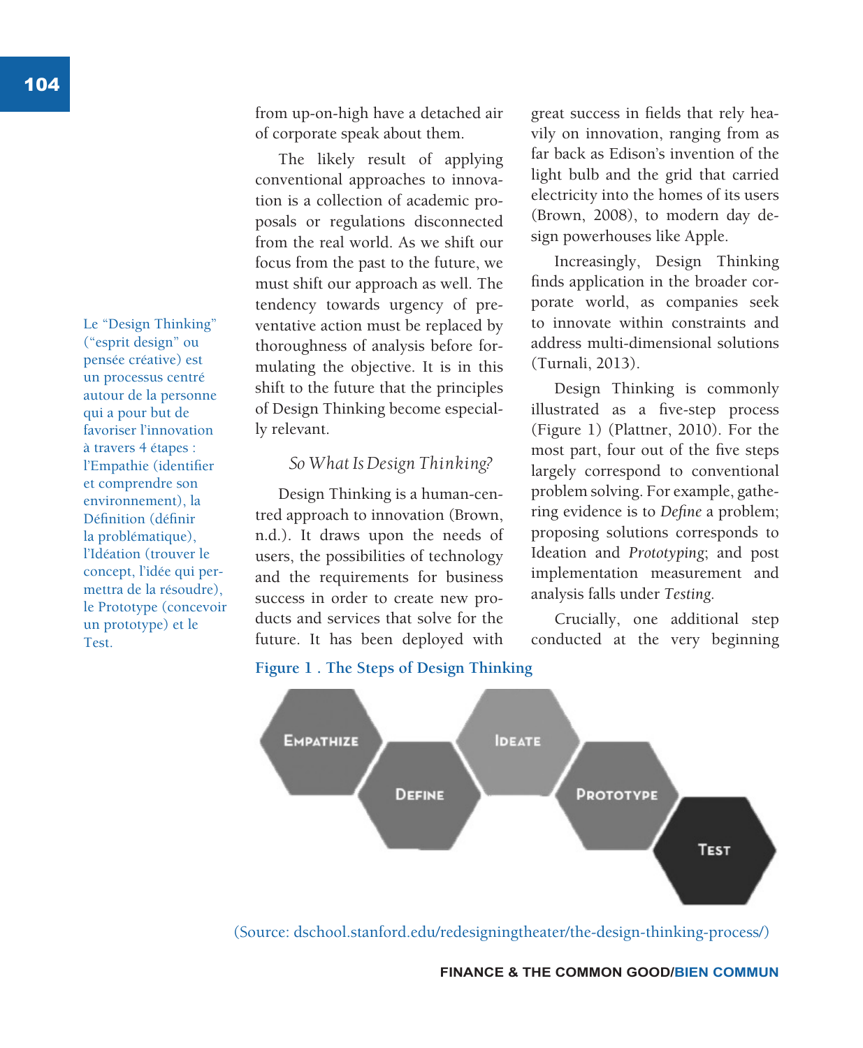from up-on-high have a detached air of corporate speak about them.

The likely result of applying conventional approaches to innovation is a collection of academic proposals or regulations disconnected from the real world. As we shift our focus from the past to the future, we must shift our approach as well. The tendency towards urgency of preventative action must be replaced by thoroughness of analysis before formulating the objective. It is in this shift to the future that the principles of Design Thinking become especially relevant.

*So What Is Design Thinking?*

Design Thinking is a human-centred approach to innovation (Brown, n.d.). It draws upon the needs of users, the possibilities of technology and the requirements for business success in order to create new products and services that solve for the future. It has been deployed with great success in fields that rely heavily on innovation, ranging from as far back as Edison's invention of the light bulb and the grid that carried electricity into the homes of its users (Brown, 2008), to modern day design powerhouses like Apple.

Increasingly, Design Thinking finds application in the broader corporate world, as companies seek to innovate within constraints and address multi-dimensional solutions (Turnali, 2013).

Design Thinking is commonly illustrated as a five-step process (Figure 1) (Plattner, 2010). For the most part, four out of the five steps largely correspond to conventional problem solving. For example, gathering evidence is to *Define* a problem; proposing solutions corresponds to Ideation and *Prototyping*; and post implementation measurement and analysis falls under *Testing*.

Crucially, one additional step conducted at the very beginning

Le "Design Thinking" ("esprit design" ou pensée créative) est un processus centré autour de la personne qui a pour but de favoriser l'innovation à travers 4 étapes : l'Empathie (identifier et comprendre son environnement), la Définition (définir la problématique), l'Idéation (trouver le concept, l'idée qui permettra de la résoudre), le Prototype (concevoir un prototype) et le Test.

**Figure 1 . The Steps of Design Thinking**

EMPATHIZE — DEFINE — IDEATE — PROTOTYPE — TEST

(Source: dschool.stanford.edu/redesigningtheater/the-design-thinking-process/)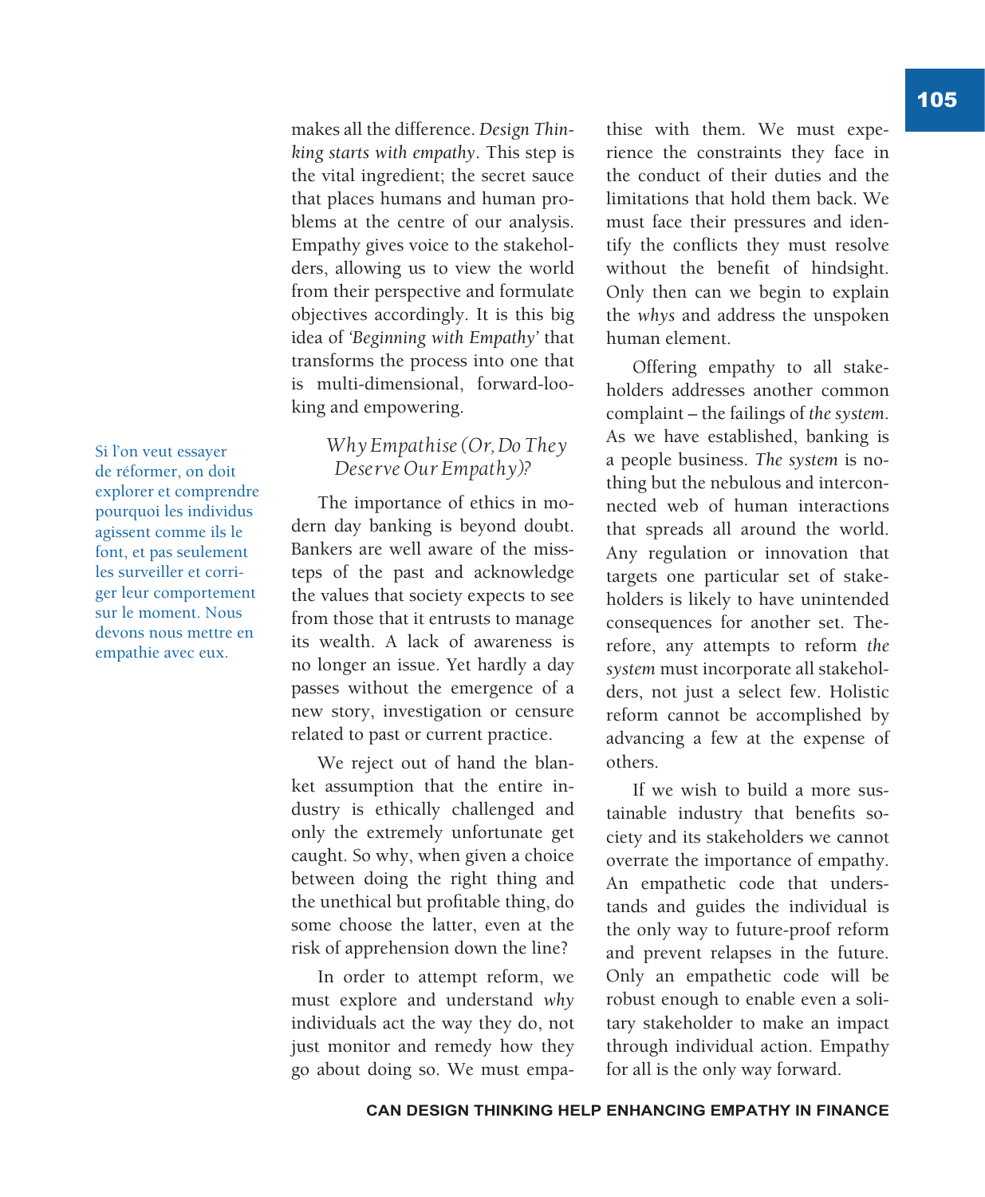makes all the difference. *Design Thinking starts with empathy*. This step is the vital ingredient; the secret sauce that places humans and human problems at the centre of our analysis. Empathy gives voice to the stakeholders, allowing us to view the world from their perspective and formulate objectives accordingly. It is this big idea of *'Beginning with Empathy'* that transforms the process into one that is multi-dimensional, forward-looking and empowering.

Si l'on veut essayer de réformer, on doit explorer et comprendre pourquoi les individus agissent comme ils le font, et pas seulement les surveiller et corriger leur comportement sur le moment. Nous devons nous mettre en empathie avec eux.

### *Why Empathise (Or, Do They Deserve Our Empathy)?*

The importance of ethics in modern day banking is beyond doubt. Bankers are well aware of the missteps of the past and acknowledge the values that society expects to see from those that it entrusts to manage its wealth. A lack of awareness is no longer an issue. Yet hardly a day passes without the emergence of a new story, investigation or censure related to past or current practice.

We reject out of hand the blanket assumption that the entire industry is ethically challenged and only the extremely unfortunate get caught. So why, when given a choice between doing the right thing and the unethical but profitable thing, do some choose the latter, even at the risk of apprehension down the line?

In order to attempt reform, we must explore and understand *why* individuals act the way they do, not just monitor and remedy how they go about doing so. We must empathise with them. We must experience the constraints they face in the conduct of their duties and the limitations that hold them back. We must face their pressures and identify the conflicts they must resolve without the benefit of hindsight. Only then can we begin to explain the *whys* and address the unspoken human element.

Offering empathy to all stakeholders addresses another common complaint – the failings of *the system*. As we have established, banking is a people business. *The system* is nothing but the nebulous and interconnected web of human interactions that spreads all around the world. Any regulation or innovation that targets one particular set of stakeholders is likely to have unintended consequences for another set. Therefore, any attempts to reform *the system* must incorporate all stakeholders, not just a select few. Holistic reform cannot be accomplished by advancing a few at the expense of others.

If we wish to build a more sustainable industry that benefits society and its stakeholders we cannot overrate the importance of empathy. An empathetic code that understands and guides the individual is the only way to future-proof reform and prevent relapses in the future. Only an empathetic code will be robust enough to enable even a solitary stakeholder to make an impact through individual action. Empathy for all is the only way forward.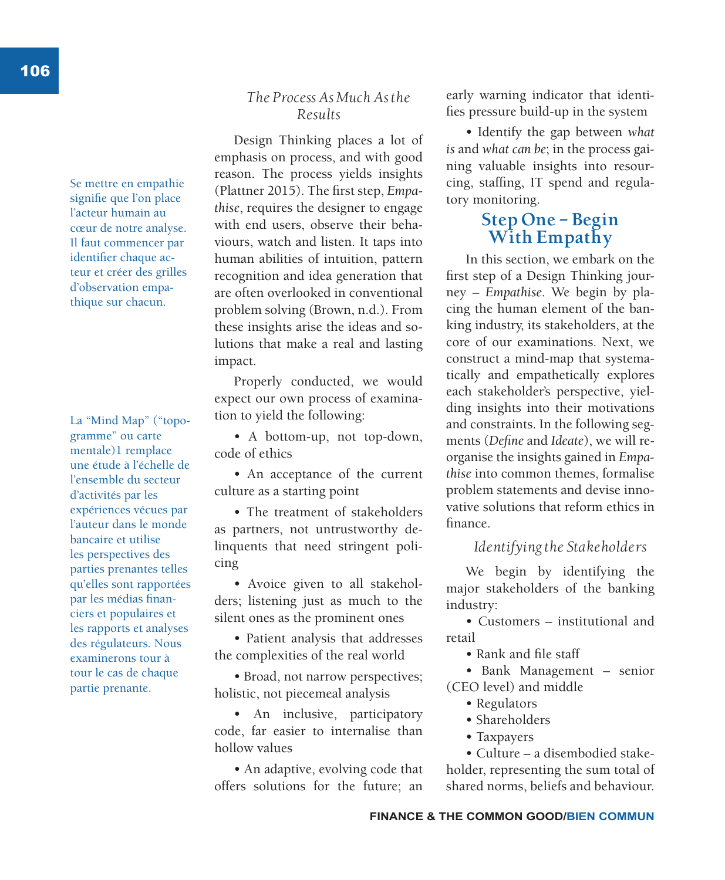Se mettre en empathie signifie que l'on place l'acteur humain au cœur de notre analyse. Il faut commencer par identifier chaque acteur et créer des grilles d'observation empathique sur chacun.

La "Mind Map" ("topogramme" ou carte mentale)1 remplace une étude à l'échelle de l'ensemble du secteur d'activités par les expériences vécues par l'auteur dans le monde bancaire et utilise les perspectives des parties prenantes telles qu'elles sont rapportées par les médias financiers et populaires et les rapports et analyses des régulateurs. Nous examinerons tour à tour le cas de chaque partie prenante.

### *The Process As Much As the Results*

Design Thinking places a lot of emphasis on process, and with good reason. The process yields insights (Plattner 2015). The first step, *Empathise*, requires the designer to engage with end users, observe their behaviours, watch and listen. It taps into human abilities of intuition, pattern recognition and idea generation that are often overlooked in conventional problem solving (Brown, n.d.). From these insights arise the ideas and solutions that make a real and lasting impact.

Properly conducted, we would expect our own process of examination to yield the following:

- A bottom-up, not top-down, code of ethics
- An acceptance of the current culture as a starting point
- The treatment of stakeholders as partners, not untrustworthy delinquents that need stringent policing
- Avoice given to all stakeholders; listening just as much to the silent ones as the prominent ones
- Patient analysis that addresses the complexities of the real world
- Broad, not narrow perspectives; holistic, not piecemeal analysis
- An inclusive, participatory code, far easier to internalise than hollow values
- An adaptive, evolving code that offers solutions for the future; an early warning indicator that identifies pressure build-up in the system
- Identify the gap between *what is* and *what can be*; in the process gaining valuable insights into resourcing, staffing, IT spend and regulatory monitoring.

## Step One – Begin With Empathy

In this section, we embark on the first step of a Design Thinking journey – *Empathise*. We begin by placing the human element of the banking industry, its stakeholders, at the core of our examinations. Next, we construct a mind-map that systematically and empathetically explores each stakeholder's perspective, yielding insights into their motivations and constraints. In the following segments (*Define* and *Ideate*), we will reorganise the insights gained in *Empathise* into common themes, formalise problem statements and devise innovative solutions that reform ethics in finance.

### *Identifying the Stakeholders*

We begin by identifying the major stakeholders of the banking industry:

- Customers – institutional and retail
- Rank and file staff
- Bank Management – senior (CEO level) and middle
- Regulators
- Shareholders
- Taxpayers
- Culture – a disembodied stakeholder, representing the sum total of shared norms, beliefs and behaviour.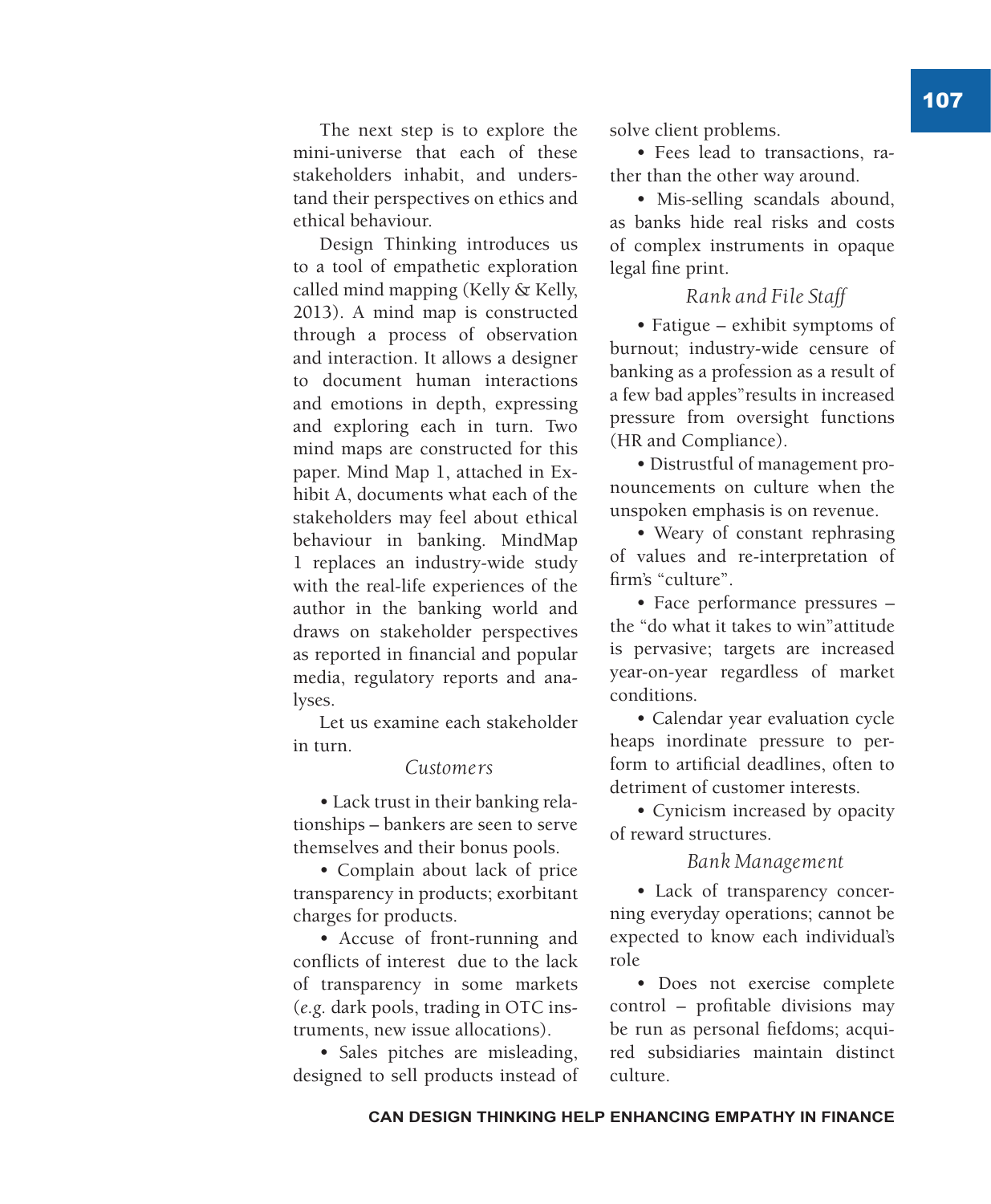The next step is to explore the mini-universe that each of these stakeholders inhabit, and understand their perspectives on ethics and ethical behaviour.

Design Thinking introduces us to a tool of empathetic exploration called mind mapping (Kelly & Kelly, 2013). A mind map is constructed through a process of observation and interaction. It allows a designer to document human interactions and emotions in depth, expressing and exploring each in turn. Two mind maps are constructed for this paper. Mind Map 1, attached in Exhibit A, documents what each of the stakeholders may feel about ethical behaviour in banking. MindMap 1 replaces an industry-wide study with the real-life experiences of the author in the banking world and draws on stakeholder perspectives as reported in financial and popular media, regulatory reports and analyses.

Let us examine each stakeholder in turn.

*Customers*

- Lack trust in their banking relationships – bankers are seen to serve themselves and their bonus pools.
- Complain about lack of price transparency in products; exorbitant charges for products.
- Accuse of front-running and conflicts of interest due to the lack of transparency in some markets (*e.g.* dark pools, trading in OTC instruments, new issue allocations).
- Sales pitches are misleading, designed to sell products instead of solve client problems.
- Fees lead to transactions, rather than the other way around.
- Mis-selling scandals abound, as banks hide real risks and costs of complex instruments in opaque legal fine print.

*Rank and File Staff*

- Fatigue – exhibit symptoms of burnout; industry-wide censure of banking as a profession as a result of a few bad apples"results in increased pressure from oversight functions (HR and Compliance).
- Distrustful of management pronouncements on culture when the unspoken emphasis is on revenue.
- Weary of constant rephrasing of values and re-interpretation of firm's "culture".
- Face performance pressures – the "do what it takes to win"attitude is pervasive; targets are increased year-on-year regardless of market conditions.
- Calendar year evaluation cycle heaps inordinate pressure to perform to artificial deadlines, often to detriment of customer interests.
- Cynicism increased by opacity of reward structures.

*Bank Management*

- Lack of transparency concerning everyday operations; cannot be expected to know each individual's role
- Does not exercise complete control – profitable divisions may be run as personal fiefdoms; acquired subsidiaries maintain distinct culture.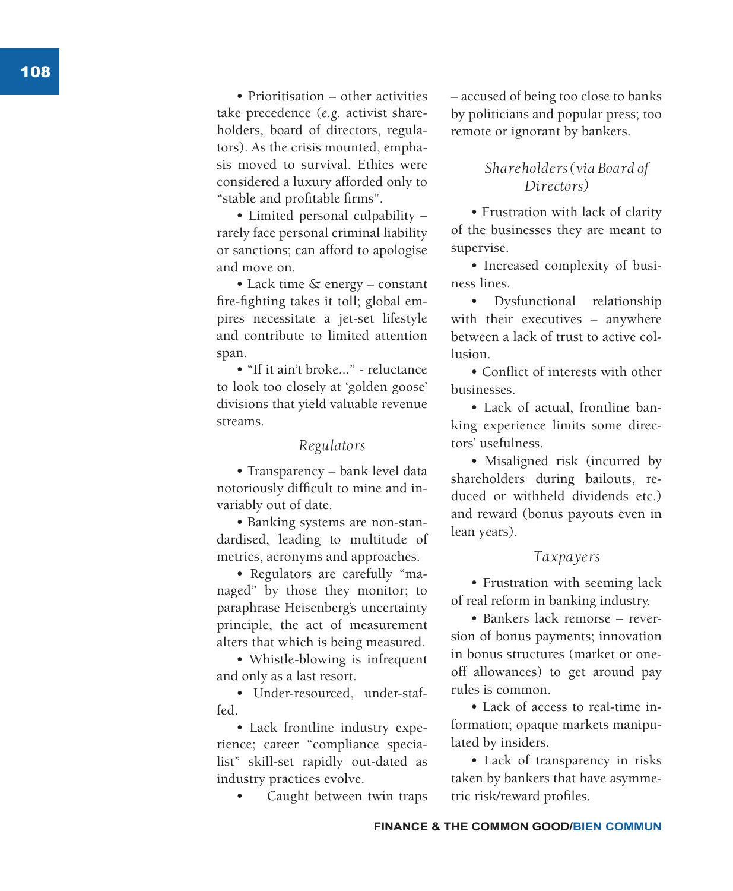- Prioritisation – other activities take precedence (*e.g.* activist shareholders, board of directors, regulators). As the crisis mounted, emphasis moved to survival. Ethics were considered a luxury afforded only to "stable and profitable firms".
- Limited personal culpability – rarely face personal criminal liability or sanctions; can afford to apologise and move on.
- Lack time & energy – constant fire-fighting takes it toll; global empires necessitate a jet-set lifestyle and contribute to limited attention span.
- "If it ain't broke..." - reluctance to look too closely at 'golden goose' divisions that yield valuable revenue streams.

### *Regulators*

- Transparency – bank level data notoriously difficult to mine and invariably out of date.
- Banking systems are non-standardised, leading to multitude of metrics, acronyms and approaches.
- Regulators are carefully "managed" by those they monitor; to paraphrase Heisenberg's uncertainty principle, the act of measurement alters that which is being measured.
- Whistle-blowing is infrequent and only as a last resort.
- Under-resourced, under-staffed.
- Lack frontline industry experience; career "compliance specialist" skill-set rapidly out-dated as industry practices evolve.
- Caught between twin traps – accused of being too close to banks by politicians and popular press; too remote or ignorant by bankers.

### *Shareholders (via Board of Directors)*

- Frustration with lack of clarity of the businesses they are meant to supervise.
- Increased complexity of business lines.
- Dysfunctional relationship with their executives – anywhere between a lack of trust to active collusion.
- Conflict of interests with other businesses.
- Lack of actual, frontline banking experience limits some directors' usefulness.
- Misaligned risk (incurred by shareholders during bailouts, reduced or withheld dividends etc.) and reward (bonus payouts even in lean years).

### *Taxpayers*

- Frustration with seeming lack of real reform in banking industry.
- Bankers lack remorse – reversion of bonus payments; innovation in bonus structures (market or one-off allowances) to get around pay rules is common.
- Lack of access to real-time information; opaque markets manipulated by insiders.
- Lack of transparency in risks taken by bankers that have asymmetric risk/reward profiles.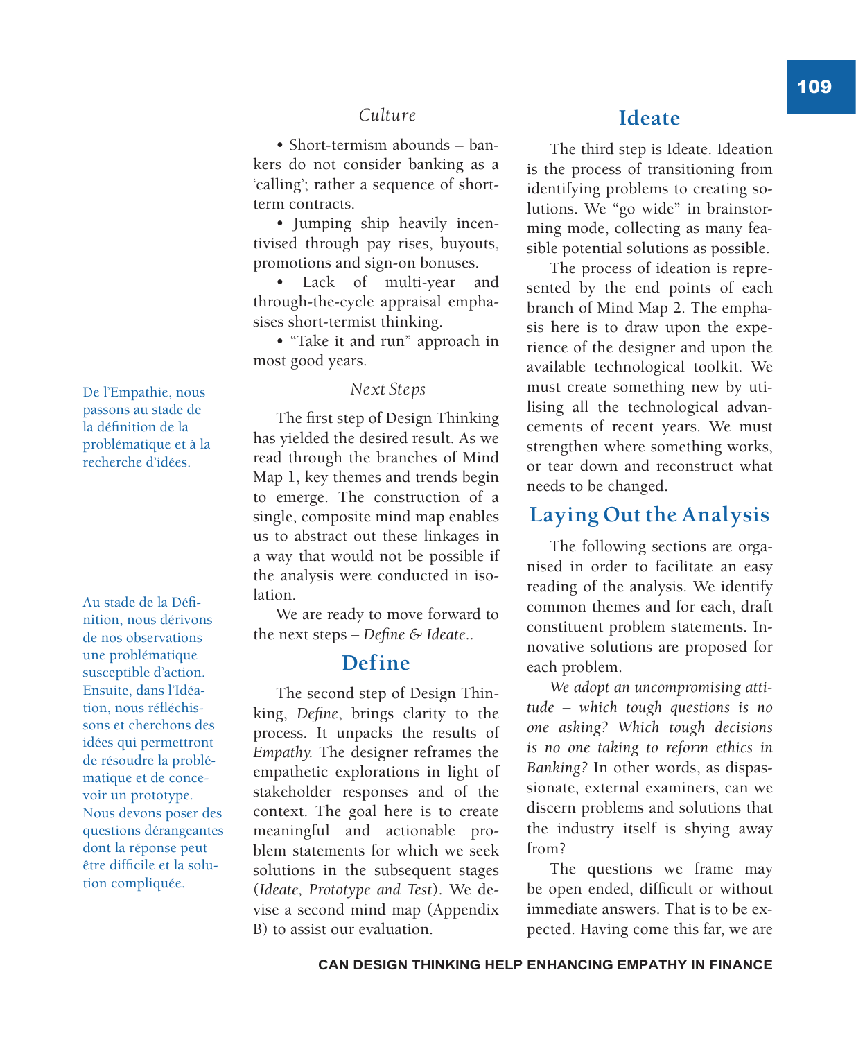*Culture*

- Short-termism abounds – bankers do not consider banking as a 'calling'; rather a sequence of short-term contracts.
- Jumping ship heavily incentivised through pay rises, buyouts, promotions and sign-on bonuses.
- Lack of multi-year and through-the-cycle appraisal emphasises short-termist thinking.
- "Take it and run" approach in most good years.

*Next Steps*

De l'Empathie, nous passons au stade de la définition de la problématique et à la recherche d'idées.

The first step of Design Thinking has yielded the desired result. As we read through the branches of Mind Map 1, key themes and trends begin to emerge. The construction of a single, composite mind map enables us to abstract out these linkages in a way that would not be possible if the analysis were conducted in isolation.

We are ready to move forward to the next steps – *Define & Ideate*..

## Define

Au stade de la Définition, nous dérivons de nos observations une problématique susceptible d'action. Ensuite, dans l'Idéation, nous réfléchissons et cherchons des idées qui permettront de résoudre la problématique et de concevoir un prototype. Nous devons poser des questions dérangeantes dont la réponse peut être difficile et la solution compliquée.

The second step of Design Thinking, *Define*, brings clarity to the process. It unpacks the results of *Empathy.* The designer reframes the empathetic explorations in light of stakeholder responses and of the context. The goal here is to create meaningful and actionable problem statements for which we seek solutions in the subsequent stages (*Ideate, Prototype and Test*). We devise a second mind map (Appendix B) to assist our evaluation.

## Ideate

The third step is Ideate. Ideation is the process of transitioning from identifying problems to creating solutions. We "go wide" in brainstorming mode, collecting as many feasible potential solutions as possible.

The process of ideation is represented by the end points of each branch of Mind Map 2. The emphasis here is to draw upon the experience of the designer and upon the available technological toolkit. We must create something new by utilising all the technological advancements of recent years. We must strengthen where something works, or tear down and reconstruct what needs to be changed.

## Laying Out the Analysis

The following sections are organised in order to facilitate an easy reading of the analysis. We identify common themes and for each, draft constituent problem statements. Innovative solutions are proposed for each problem.

*We adopt an uncompromising attitude – which tough questions is no one asking? Which tough decisions is no one taking to reform ethics in Banking?* In other words, as dispassionate, external examiners, can we discern problems and solutions that the industry itself is shying away from?

The questions we frame may be open ended, difficult or without immediate answers. That is to be expected. Having come this far, we are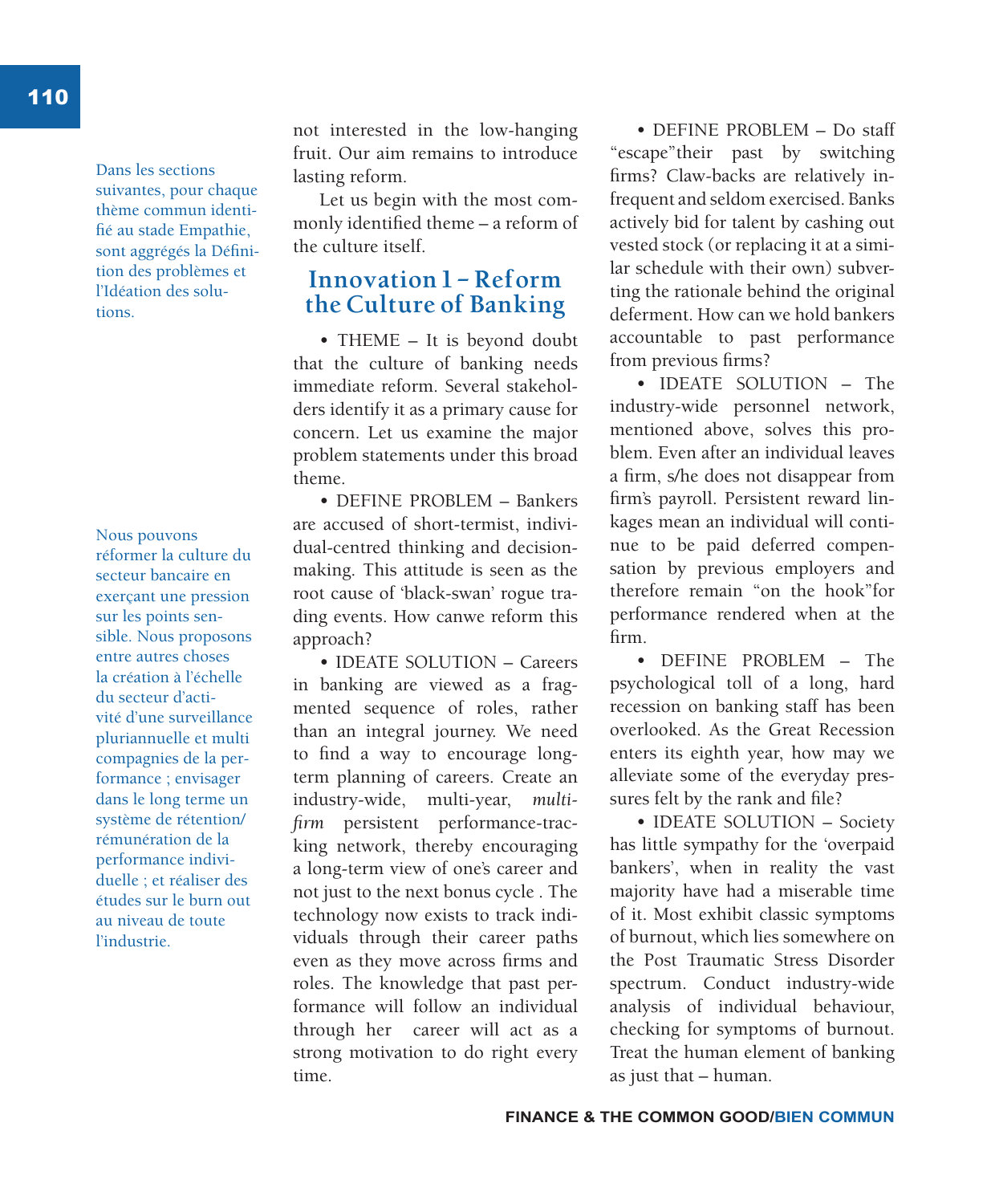Dans les sections suivantes, pour chaque thème commun identifié au stade Empathie, sont aggrégés la Définition des problèmes et l'Idéation des solutions.

Nous pouvons réformer la culture du secteur bancaire en exerçant une pression sur les points sensible. Nous proposons entre autres choses la création à l'échelle du secteur d'activité d'une surveillance pluriannuelle et multi compagnies de la performance ; envisager dans le long terme un système de rétention/rémunération de la performance individuelle ; et réaliser des études sur le burn out au niveau de toute l'industrie.

not interested in the low-hanging fruit. Our aim remains to introduce lasting reform.

Let us begin with the most commonly identified theme – a reform of the culture itself.

## Innovation 1 – Reform the Culture of Banking

• THEME – It is beyond doubt that the culture of banking needs immediate reform. Several stakeholders identify it as a primary cause for concern. Let us examine the major problem statements under this broad theme.

• DEFINE PROBLEM – Bankers are accused of short-termist, individual-centred thinking and decision-making. This attitude is seen as the root cause of 'black-swan' rogue trading events. How canwe reform this approach?

• IDEATE SOLUTION – Careers in banking are viewed as a fragmented sequence of roles, rather than an integral journey. We need to find a way to encourage long-term planning of careers. Create an industry-wide, multi-year, *multi-firm* persistent performance-tracking network, thereby encouraging a long-term view of one's career and not just to the next bonus cycle . The technology now exists to track individuals through their career paths even as they move across firms and roles. The knowledge that past performance will follow an individual through her career will act as a strong motivation to do right every time.

• DEFINE PROBLEM – Do staff "escape"their past by switching firms? Claw-backs are relatively infrequent and seldom exercised. Banks actively bid for talent by cashing out vested stock (or replacing it at a similar schedule with their own) subverting the rationale behind the original deferment. How can we hold bankers accountable to past performance from previous firms?

• IDEATE SOLUTION – The industry-wide personnel network, mentioned above, solves this problem. Even after an individual leaves a firm, s/he does not disappear from firm's payroll. Persistent reward linkages mean an individual will continue to be paid deferred compensation by previous employers and therefore remain "on the hook"for performance rendered when at the firm.

• DEFINE PROBLEM – The psychological toll of a long, hard recession on banking staff has been overlooked. As the Great Recession enters its eighth year, how may we alleviate some of the everyday pressures felt by the rank and file?

• IDEATE SOLUTION – Society has little sympathy for the 'overpaid bankers', when in reality the vast majority have had a miserable time of it. Most exhibit classic symptoms of burnout, which lies somewhere on the Post Traumatic Stress Disorder spectrum. Conduct industry-wide analysis of individual behaviour, checking for symptoms of burnout. Treat the human element of banking as just that – human.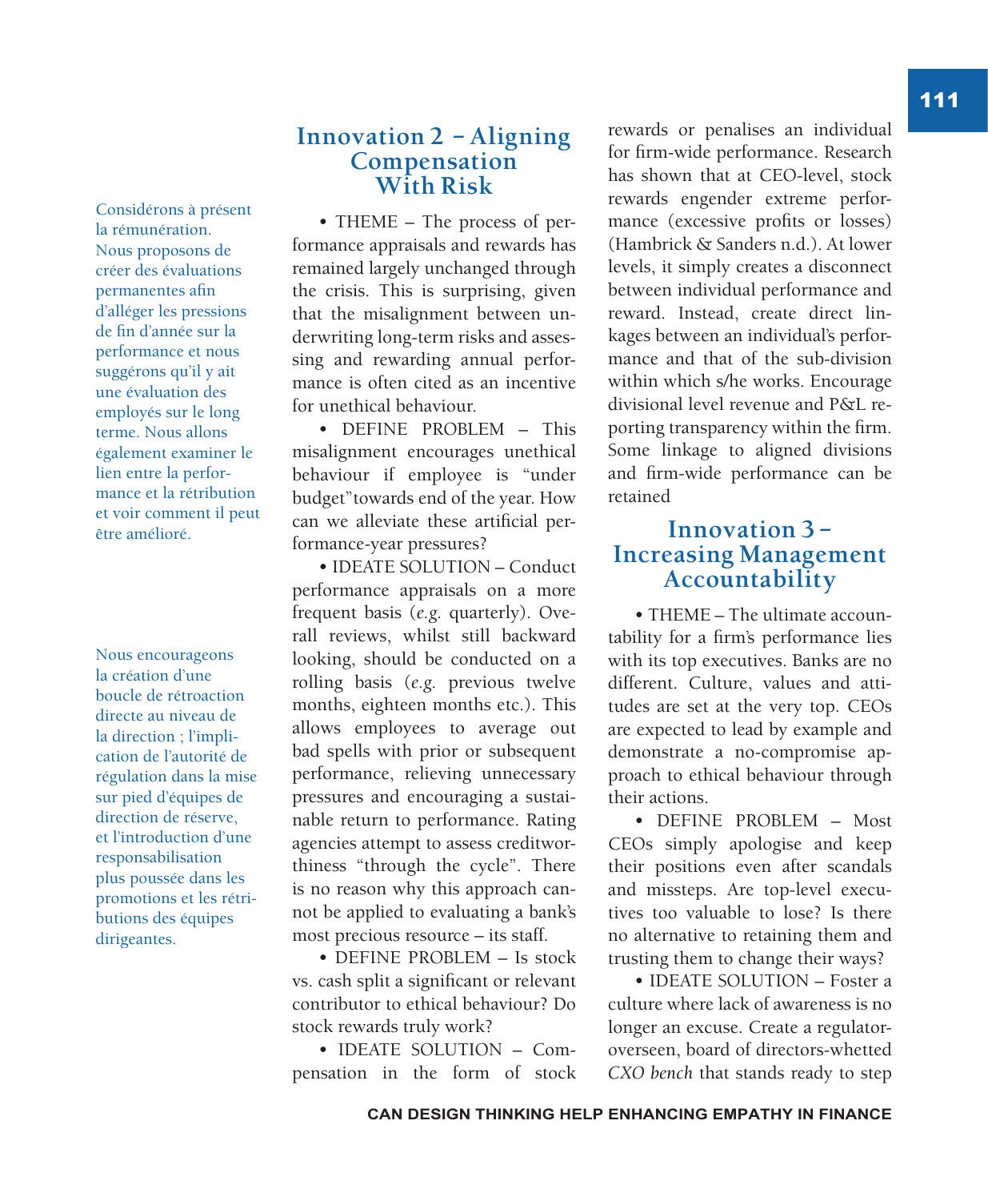Considérons à présent la rémunération. Nous proposons de créer des évaluations permanentes afin d'alléger les pressions de fin d'année sur la performance et nous suggérons qu'il y ait une évaluation des employés sur le long terme. Nous allons également examiner le lien entre la performance et la rétribution et voir comment il peut être amélioré.

## Innovation 2 – Aligning Compensation With Risk

• THEME – The process of performance appraisals and rewards has remained largely unchanged through the crisis. This is surprising, given that the misalignment between underwriting long-term risks and assessing and rewarding annual performance is often cited as an incentive for unethical behaviour.

• DEFINE PROBLEM – This misalignment encourages unethical behaviour if employee is "under budget"towards end of the year. How can we alleviate these artificial performance-year pressures?

• IDEATE SOLUTION – Conduct performance appraisals on a more frequent basis (*e.g.* quarterly). Overall reviews, whilst still backward looking, should be conducted on a rolling basis (*e.g.* previous twelve months, eighteen months etc.). This allows employees to average out bad spells with prior or subsequent performance, relieving unnecessary pressures and encouraging a sustainable return to performance. Rating agencies attempt to assess creditworthiness "through the cycle". There is no reason why this approach cannot be applied to evaluating a bank's most precious resource – its staff.

• DEFINE PROBLEM – Is stock vs. cash split a significant or relevant contributor to ethical behaviour? Do stock rewards truly work?

• IDEATE SOLUTION – Compensation in the form of stock rewards or penalises an individual for firm-wide performance. Research has shown that at CEO-level, stock rewards engender extreme performance (excessive profits or losses) (Hambrick & Sanders n.d.). At lower levels, it simply creates a disconnect between individual performance and reward. Instead, create direct linkages between an individual's performance and that of the sub-division within which s/he works. Encourage divisional level revenue and P&L reporting transparency within the firm. Some linkage to aligned divisions and firm-wide performance can be retained

Nous encourageons la création d'une boucle de rétroaction directe au niveau de la direction ; l'implication de l'autorité de régulation dans la mise sur pied d'équipes de direction de réserve, et l'introduction d'une responsabilisation plus poussée dans les promotions et les rétributions des équipes dirigeantes.

## Innovation 3 – Increasing Management Accountability

• THEME – The ultimate accountability for a firm's performance lies with its top executives. Banks are no different. Culture, values and attitudes are set at the very top. CEOs are expected to lead by example and demonstrate a no-compromise approach to ethical behaviour through their actions.

• DEFINE PROBLEM – Most CEOs simply apologise and keep their positions even after scandals and missteps. Are top-level executives too valuable to lose? Is there no alternative to retaining them and trusting them to change their ways?

• IDEATE SOLUTION – Foster a culture where lack of awareness is no longer an excuse. Create a regulator-overseen, board of directors-whetted *CXO bench* that stands ready to step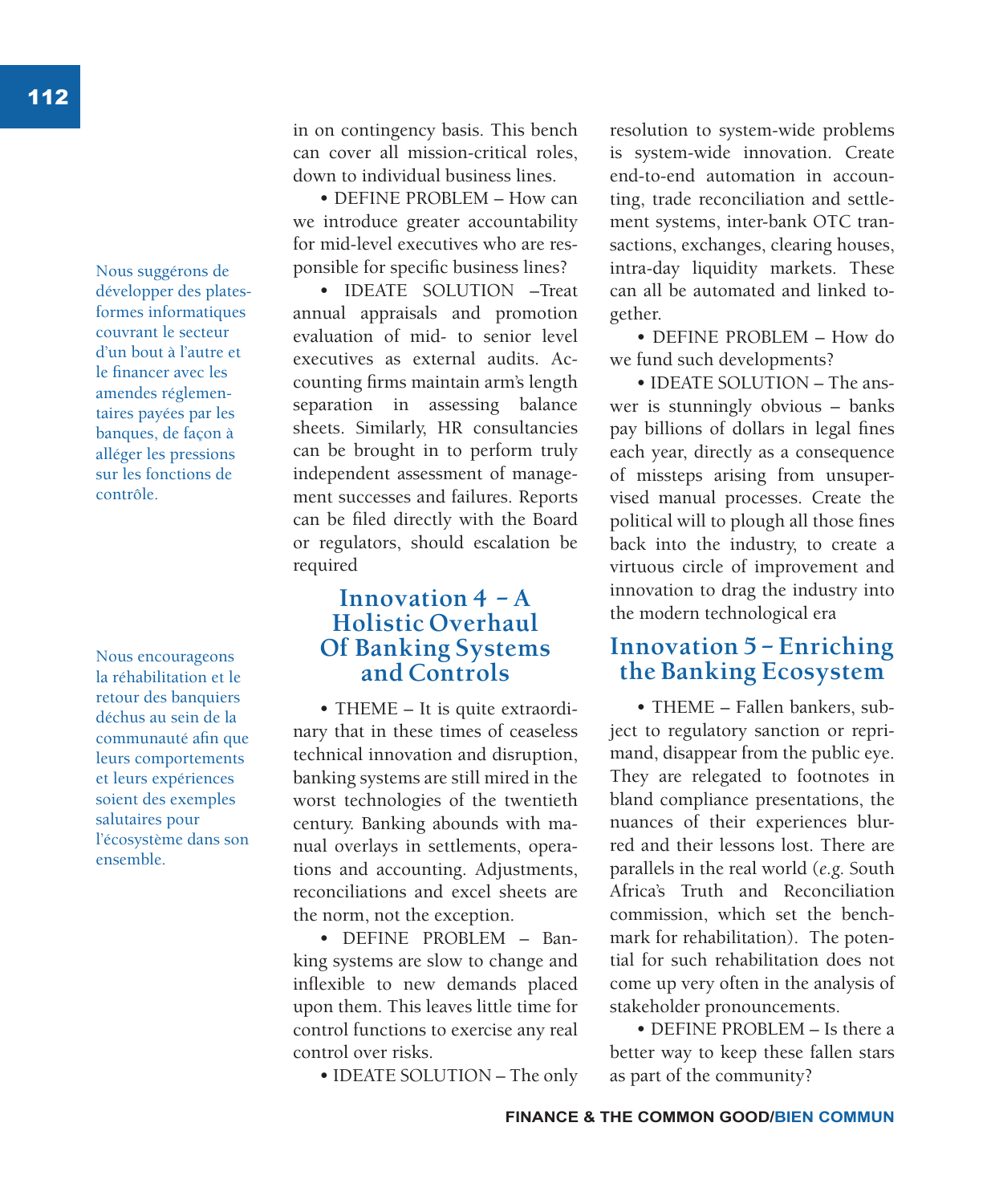Nous suggérons de développer des plates-formes informatiques couvrant le secteur d'un bout à l'autre et le financer avec les amendes réglementaires payées par les banques, de façon à alléger les pressions sur les fonctions de contrôle.

in on contingency basis. This bench can cover all mission-critical roles, down to individual business lines.

• DEFINE PROBLEM – How can we introduce greater accountability for mid-level executives who are responsible for specific business lines?

• IDEATE SOLUTION –Treat annual appraisals and promotion evaluation of mid- to senior level executives as external audits. Accounting firms maintain arm's length separation in assessing balance sheets. Similarly, HR consultancies can be brought in to perform truly independent assessment of management successes and failures. Reports can be filed directly with the Board or regulators, should escalation be required

## Innovation 4 – A Holistic Overhaul Of Banking Systems and Controls

Nous encourageons la réhabilitation et le retour des banquiers déchus au sein de la communauté afin que leurs comportements et leurs expériences soient des exemples salutaires pour l'écosystème dans son ensemble.

• THEME – It is quite extraordinary that in these times of ceaseless technical innovation and disruption, banking systems are still mired in the worst technologies of the twentieth century. Banking abounds with manual overlays in settlements, operations and accounting. Adjustments, reconciliations and excel sheets are the norm, not the exception.

• DEFINE PROBLEM – Banking systems are slow to change and inflexible to new demands placed upon them. This leaves little time for control functions to exercise any real control over risks.

• IDEATE SOLUTION – The only resolution to system-wide problems is system-wide innovation. Create end-to-end automation in accounting, trade reconciliation and settlement systems, inter-bank OTC transactions, exchanges, clearing houses, intra-day liquidity markets. These can all be automated and linked together.

• DEFINE PROBLEM – How do we fund such developments?

• IDEATE SOLUTION – The answer is stunningly obvious – banks pay billions of dollars in legal fines each year, directly as a consequence of missteps arising from unsupervised manual processes. Create the political will to plough all those fines back into the industry, to create a virtuous circle of improvement and innovation to drag the industry into the modern technological era

## Innovation 5 – Enriching the Banking Ecosystem

• THEME – Fallen bankers, subject to regulatory sanction or reprimand, disappear from the public eye. They are relegated to footnotes in bland compliance presentations, the nuances of their experiences blurred and their lessons lost. There are parallels in the real world (*e.g.* South Africa's Truth and Reconciliation commission, which set the benchmark for rehabilitation). The potential for such rehabilitation does not come up very often in the analysis of stakeholder pronouncements.

• DEFINE PROBLEM – Is there a better way to keep these fallen stars as part of the community?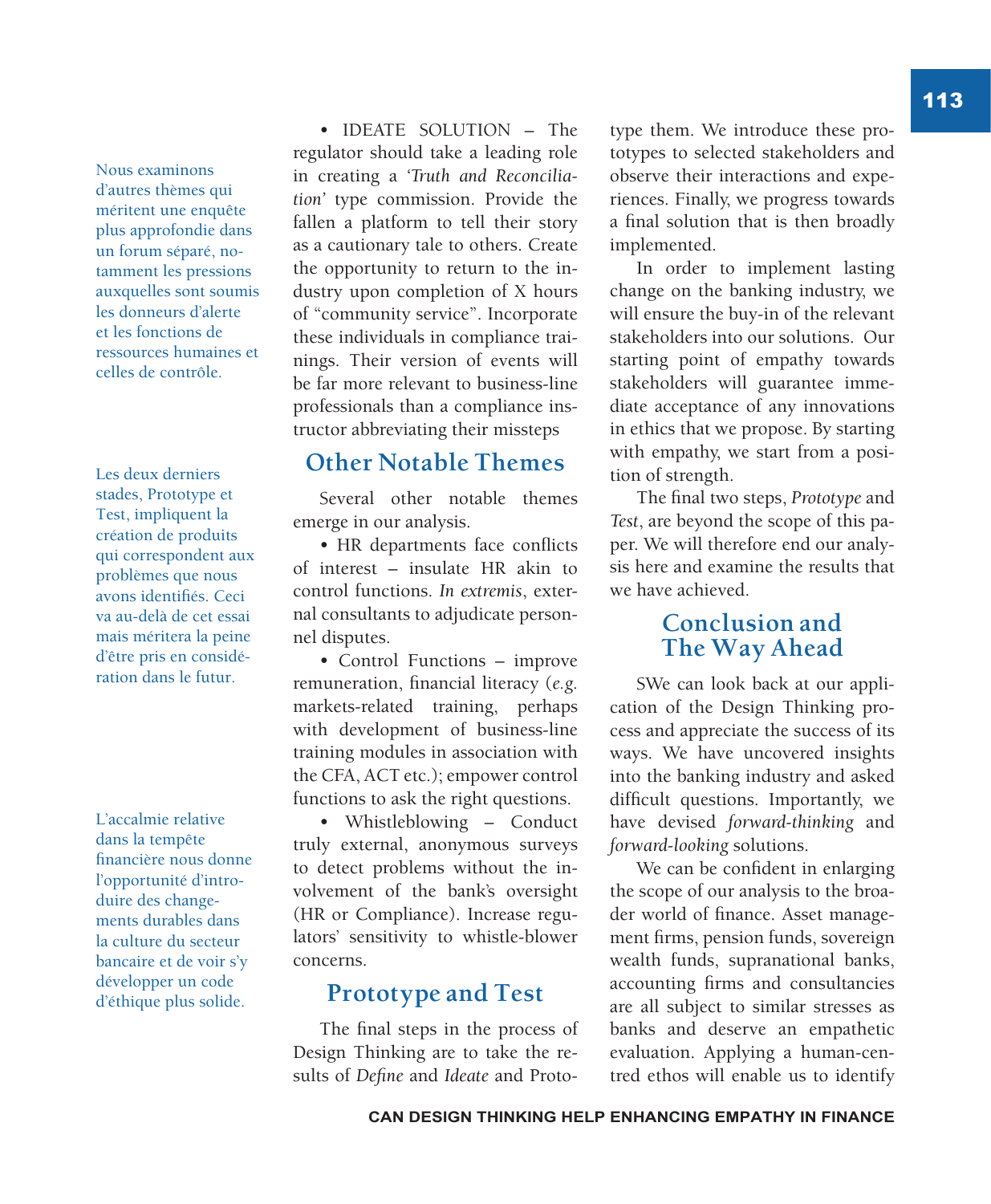Nous examinons d'autres thèmes qui méritent une enquête plus approfondie dans un forum séparé, notamment les pressions auxquelles sont soumis les donneurs d'alerte et les fonctions de ressources humaines et celles de contrôle.

Les deux derniers stades, Prototype et Test, impliquent la création de produits qui correspondent aux problèmes que nous avons identifiés. Ceci va au-delà de cet essai mais méritera la peine d'être pris en considération dans le futur.

L'accalmie relative dans la tempête financière nous donne l'opportunité d'introduire des changements durables dans la culture du secteur bancaire et de voir s'y développer un code d'éthique plus solide.

• IDEATE SOLUTION – The regulator should take a leading role in creating a *'Truth and Reconciliation'* type commission. Provide the fallen a platform to tell their story as a cautionary tale to others. Create the opportunity to return to the industry upon completion of X hours of "community service". Incorporate these individuals in compliance trainings. Their version of events will be far more relevant to business-line professionals than a compliance instructor abbreviating their missteps

## Other Notable Themes

Several other notable themes emerge in our analysis.

• HR departments face conflicts of interest – insulate HR akin to control functions. *In extremis*, external consultants to adjudicate personnel disputes.

• Control Functions – improve remuneration, financial literacy (*e.g.* markets-related training, perhaps with development of business-line training modules in association with the CFA, ACT etc.); empower control functions to ask the right questions.

• Whistleblowing – Conduct truly external, anonymous surveys to detect problems without the involvement of the bank's oversight (HR or Compliance). Increase regulators' sensitivity to whistle-blower concerns.

## Prototype and Test

The final steps in the process of Design Thinking are to take the results of *Define* and *Ideate* and Prototype them. We introduce these prototypes to selected stakeholders and observe their interactions and experiences. Finally, we progress towards a final solution that is then broadly implemented.

In order to implement lasting change on the banking industry, we will ensure the buy-in of the relevant stakeholders into our solutions. Our starting point of empathy towards stakeholders will guarantee immediate acceptance of any innovations in ethics that we propose. By starting with empathy, we start from a position of strength.

The final two steps, *Prototype* and *Test*, are beyond the scope of this paper. We will therefore end our analysis here and examine the results that we have achieved.

## Conclusion and The Way Ahead

SWe can look back at our application of the Design Thinking process and appreciate the success of its ways. We have uncovered insights into the banking industry and asked difficult questions. Importantly, we have devised *forward-thinking* and *forward-looking* solutions.

We can be confident in enlarging the scope of our analysis to the broader world of finance. Asset management firms, pension funds, sovereign wealth funds, supranational banks, accounting firms and consultancies are all subject to similar stresses as banks and deserve an empathetic evaluation. Applying a human-centred ethos will enable us to identify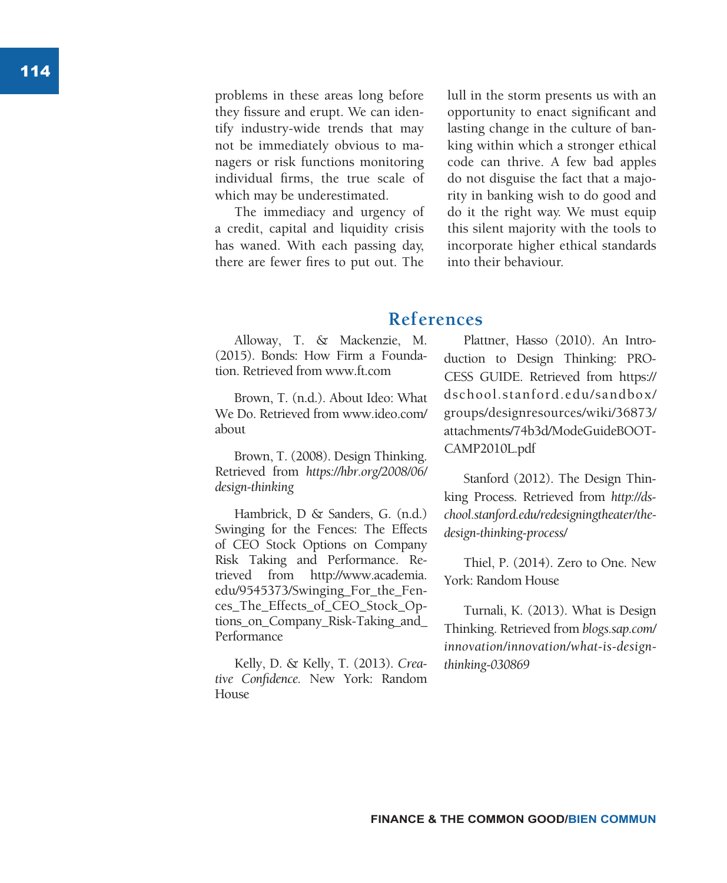problems in these areas long before they fissure and erupt. We can identify industry-wide trends that may not be immediately obvious to managers or risk functions monitoring individual firms, the true scale of which may be underestimated.

The immediacy and urgency of a credit, capital and liquidity crisis has waned. With each passing day, there are fewer fires to put out. The lull in the storm presents us with an opportunity to enact significant and lasting change in the culture of banking within which a stronger ethical code can thrive. A few bad apples do not disguise the fact that a majority in banking wish to do good and do it the right way. We must equip this silent majority with the tools to incorporate higher ethical standards into their behaviour.

## References

Alloway, T. & Mackenzie, M. (2015). Bonds: How Firm a Foundation. Retrieved from www.ft.com

Brown, T. (n.d.). About Ideo: What We Do. Retrieved from www.ideo.com/about

Brown, T. (2008). Design Thinking. Retrieved from *https://hbr.org/2008/06/design-thinking*

Hambrick, D & Sanders, G. (n.d.) Swinging for the Fences: The Effects of CEO Stock Options on Company Risk Taking and Performance. Retrieved from http://www.academia.edu/9545373/Swinging_For_the_Fences_The_Effects_of_CEO_Stock_Options_on_Company_Risk-Taking_and_Performance

Kelly, D. & Kelly, T. (2013). *Creative Confidence.* New York: Random House

Plattner, Hasso (2010). An Introduction to Design Thinking: PROCESS GUIDE. Retrieved from https://dschool.stanford.edu/sandbox/groups/designresources/wiki/36873/attachments/74b3d/ModeGuideBOOTCAMP2010L.pdf

Stanford (2012). The Design Thinking Process. Retrieved from *http://dschool.stanford.edu/redesigningtheater/the-design-thinking-process/*

Thiel, P. (2014). Zero to One. New York: Random House

Turnali, K. (2013). What is Design Thinking. Retrieved from *blogs.sap.com/innovation/innovation/what-is-design-thinking-030869*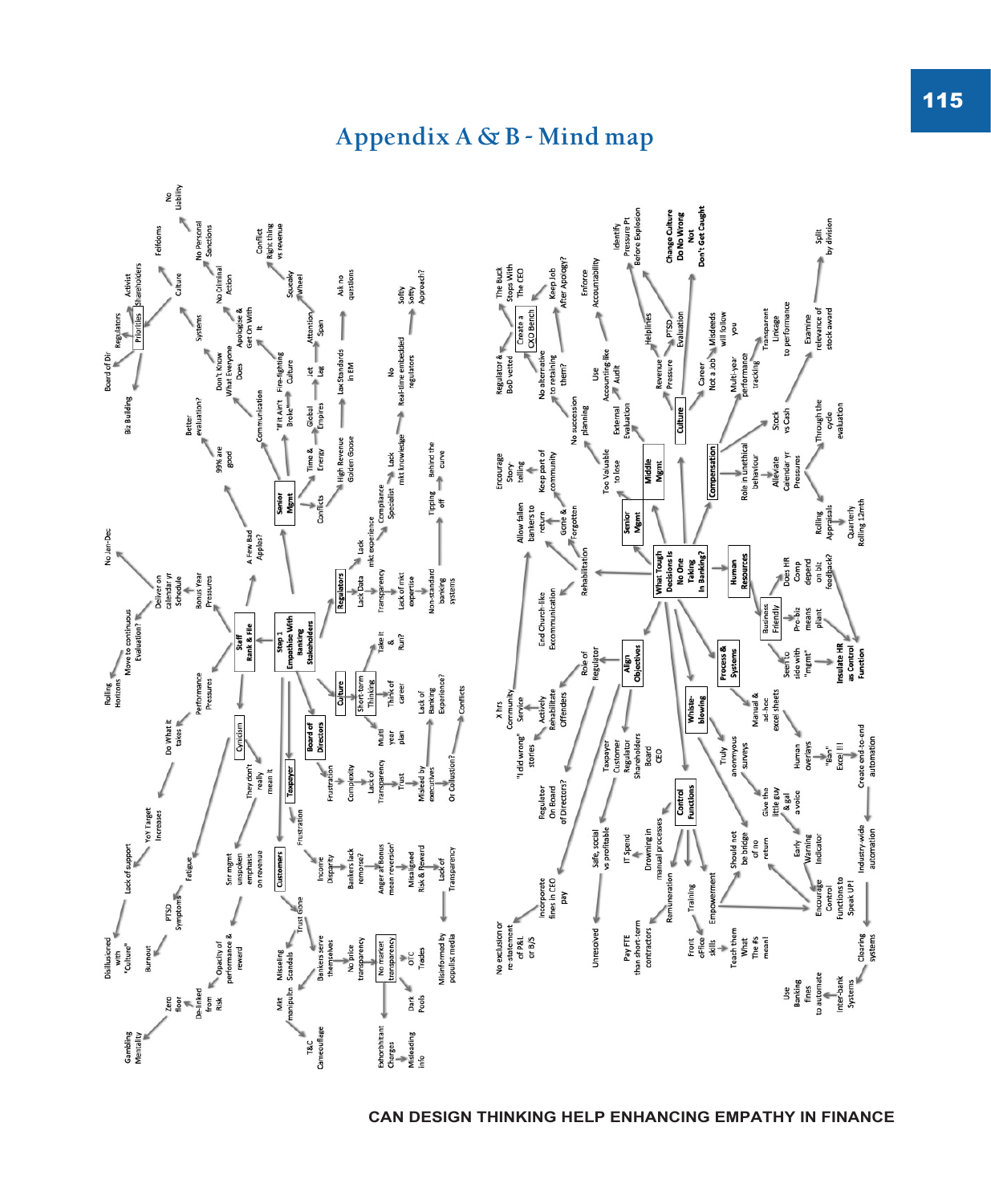# Appendix A & B - Mind map

Board of Dir
Regulators
Priorities
Activist Shareholders
Biz Building
Culture
Fiefdoms
Systems
No Criminal Action
No Personal Sanctions
No Liability
Better evaluation?
Don't Know What Everyone Does
Apologise & Get On With It
Conflict Right thing vs revenue
99% are good
Communication
"If it Ain't Broke"
Fire-fighting Culture
Squeaky Wheel
Global Empires
Jet Lag
Attention Span
Time & Energy
Senior Mgmt
Conflicts
High Revenue Golden Goose
Lax Standards in EM
Ask no questions
Compliance Specialist
Lack mkt knowledge
No Real-time embedded regulators
Softly Softly Approach?
A Few Bad Apples?
Lack mkt experience
Tipping off
Behind the curve
No Jan-Dec
Deliver on calendar yr schedule
Bonus Year Pressures
Regulators
Lack Data
Transparency
Lack of mkt expertise
Non-standard banking systems
Rolling Horizons
Move to continuous Evaluation?
Staff Rank & File
Step 1 Empathise With Banking Stakeholders
Performance Pressures
Culture
Short-term Thinking
Take it & Run?
Multi year plan
Think of career
Lack of Banking Experience?
Conflicts
Do What it takes
Cynicism
Board of Directors
They don't really mean it
Taxpayer
Frustration
Complexity
Lack of Transparency
Trust
Misled by executives
Or Collusion?
YoY Target Increases
Lack of support
Disillusioned with "Culture"
Fatigue
PTSD Symptoms
Burnout
Snr mgmt unspoken emphasis on revenue
Frustration
Customers
Income Disparity
Bankers lack remorse?
Anger at Bonus mean reversion?
Misaligned Risk & Reward
Lack of Transparency
Trust Gone
Opacity of performance & reward
Misselling Scandals
Bankers serve themselves
No price transparency
No market transparency
OTC Trades
Misinformed by populist media
Zero floor
De-linked from Risk
Mkt manipultn
Dark Pools
Gambling Mentality
T&C Camouflage
Exhorbitant Charges
Misleading info

Regulator & BoD vetted
Create a CXO Bench
The Buck Stops With The CEO
No alternative to retaining them?
Keep Job After Apology?
Encourage Story-telling
Keep part of community
No succession planning
Enforce Accountability
Use Accounting-like Audit
Allow fallen bankers to return
Gone & Forgotten
Too Valuable to lose
External Evaluation
Helplines
Identify Pressure Pt Before Explosion
Revenue Pressure
PTSD Evaluation
Change Culture Do No Wrong Not Don't Get Caught
Senior Mgmt
Middle Mgmt
Culture
Career Not a Job
Misdeeds will follow you
Rehabilitation
What Tough Decisions Is No One Taking In Banking?
Compensation
Multi-year performance tracking
Transparent Linkage to performance
End Church-like Excommunication
Role in Unethical behaviour
Stock vs Cash
Through the cycle evaluation
Human Resources
Alleviate Calendar yr Pressures
Examine relevance of stock award
Split by division
Does HR Comp depend on biz feedback?
Rolling Appraisals
Quarterly Rolling 12mth
Business Friendly
Pro biz means pliant
Role of Regulator
Align Objectives
Process & Systems
Seen to side with "mgmt"
Insulate HR as Control Function
X hrs Community Service
Actively Rehabilitate Offenders
"I did wrong" stories
Whistle-blowing
Manual & ad-hoc excel sheets
Human overlays
"Ban" Excel !!!
Create end-to-end automation
Regulator On Board of Directors?
Taxpayer Customer Regulator Shareholders Board CEO
Truly anonymous surveys
Give the little guy & gal a voice
Control Functions
Safe, social vs profitable
IT Spend
Drowning in manual processes
Should not be bridge of no return
Early Warning Indicator
Industry-wide automation
Incorporate fines in CEO pay
Remuneration
Training
Empowerment
Encourage Control Functions to Speak UP!
No exclusion or re-statement of P&L or B/S
Unresolved
Pay FTE than short-term contractors
Front oFfice skills
Teach them What The #s mean!
Clearing systems
Use Banking fines to automate
Inter-bank Systems